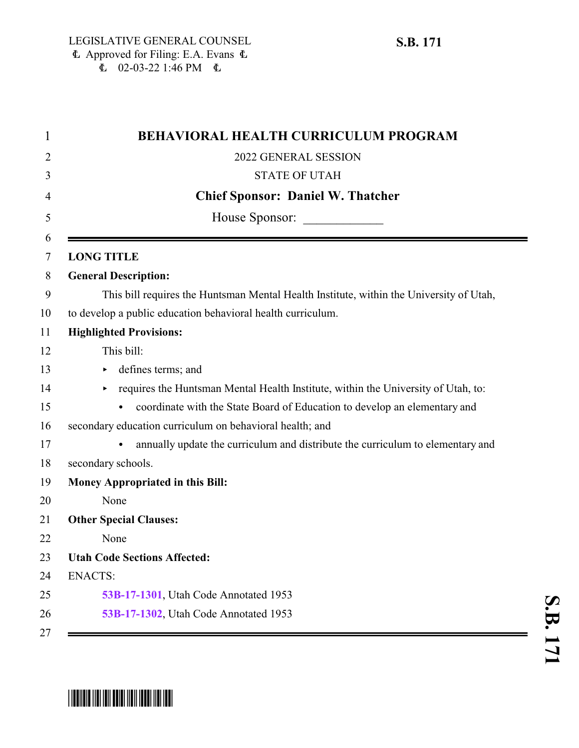LEGISLATIVE GENERAL COUNSEL
Approved for Filing: E.A. Evans
02-03-22 1:46 PM

**S.B. 171**

# BEHAVIORAL HEALTH CURRICULUM PROGRAM

2022 GENERAL SESSION

STATE OF UTAH

**Chief Sponsor: Daniel W. Thatcher**

House Sponsor: ____________

---

**LONG TITLE**

**General Description:**

This bill requires the Huntsman Mental Health Institute, within the University of Utah, to develop a public education behavioral health curriculum.

**Highlighted Provisions:**

This bill:

- defines terms; and
- requires the Huntsman Mental Health Institute, within the University of Utah, to:
  - coordinate with the State Board of Education to develop an elementary and secondary education curriculum on behavioral health; and
  - annually update the curriculum and distribute the curriculum to elementary and secondary schools.

**Money Appropriated in this Bill:**

None

**Other Special Clauses:**

None

**Utah Code Sections Affected:**

ENACTS:

**53B-17-1301**, Utah Code Annotated 1953

**53B-17-1302**, Utah Code Annotated 1953

---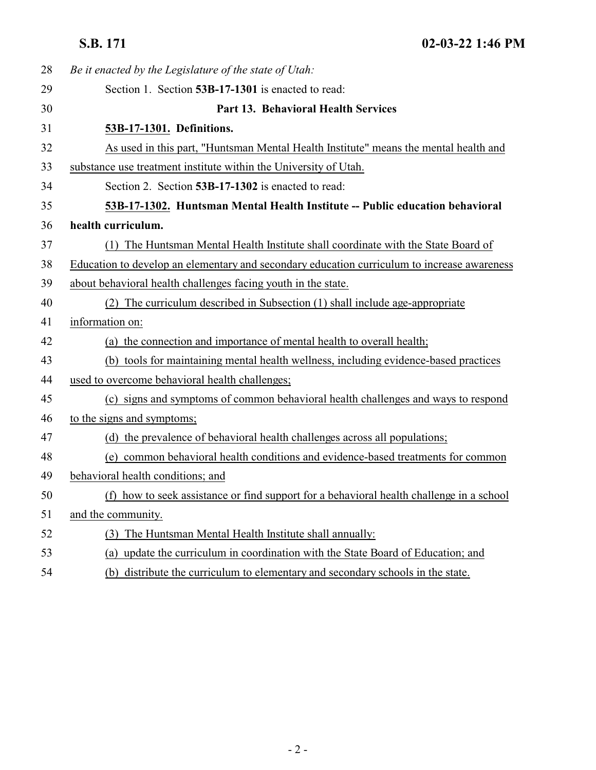*Be it enacted by the Legislature of the state of Utah:*

Section 1. Section **53B-17-1301** is enacted to read:

**Part 13. Behavioral Health Services**

**53B-17-1301. Definitions.**

As used in this part, "Huntsman Mental Health Institute" means the mental health and substance use treatment institute within the University of Utah.

Section 2. Section **53B-17-1302** is enacted to read:

**53B-17-1302. Huntsman Mental Health Institute -- Public education behavioral health curriculum.**

(1) The Huntsman Mental Health Institute shall coordinate with the State Board of Education to develop an elementary and secondary education curriculum to increase awareness about behavioral health challenges facing youth in the state.

(2) The curriculum described in Subsection (1) shall include age-appropriate information on:

(a) the connection and importance of mental health to overall health;

(b) tools for maintaining mental health wellness, including evidence-based practices used to overcome behavioral health challenges;

(c) signs and symptoms of common behavioral health challenges and ways to respond to the signs and symptoms;

(d) the prevalence of behavioral health challenges across all populations;

(e) common behavioral health conditions and evidence-based treatments for common behavioral health conditions; and

(f) how to seek assistance or find support for a behavioral health challenge in a school and the community.

(3) The Huntsman Mental Health Institute shall annually:

(a) update the curriculum in coordination with the State Board of Education; and

(b) distribute the curriculum to elementary and secondary schools in the state.